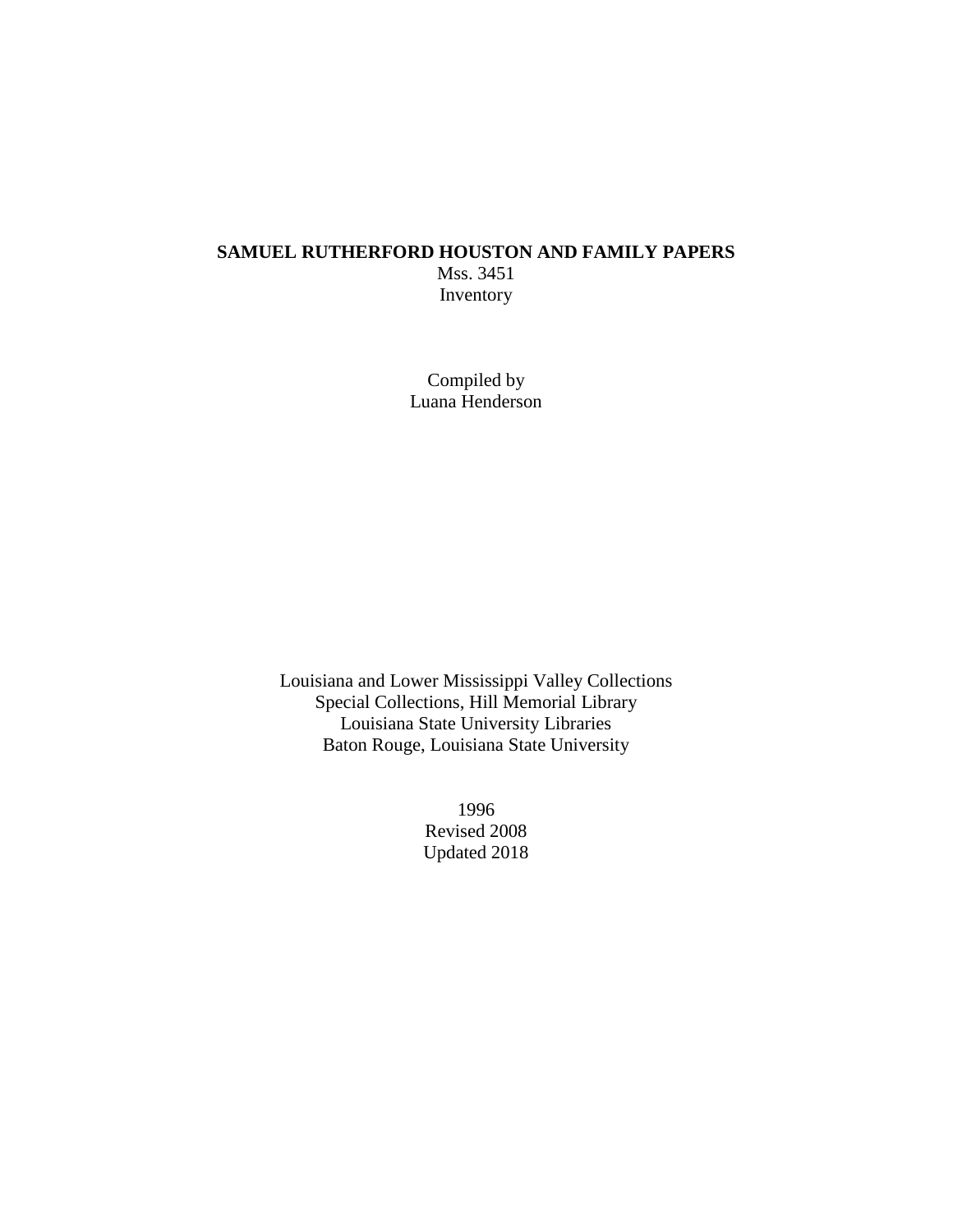# SAMUEL RUTHERFORD HOUSTON AND FAMILY PAPERS

Mss. 3451

Inventory

Compiled by

Luana Henderson

Louisiana and Lower Mississippi Valley Collections

Special Collections, Hill Memorial Library

Louisiana State University Libraries

Baton Rouge, Louisiana State University

1996

Revised 2008

Updated 2018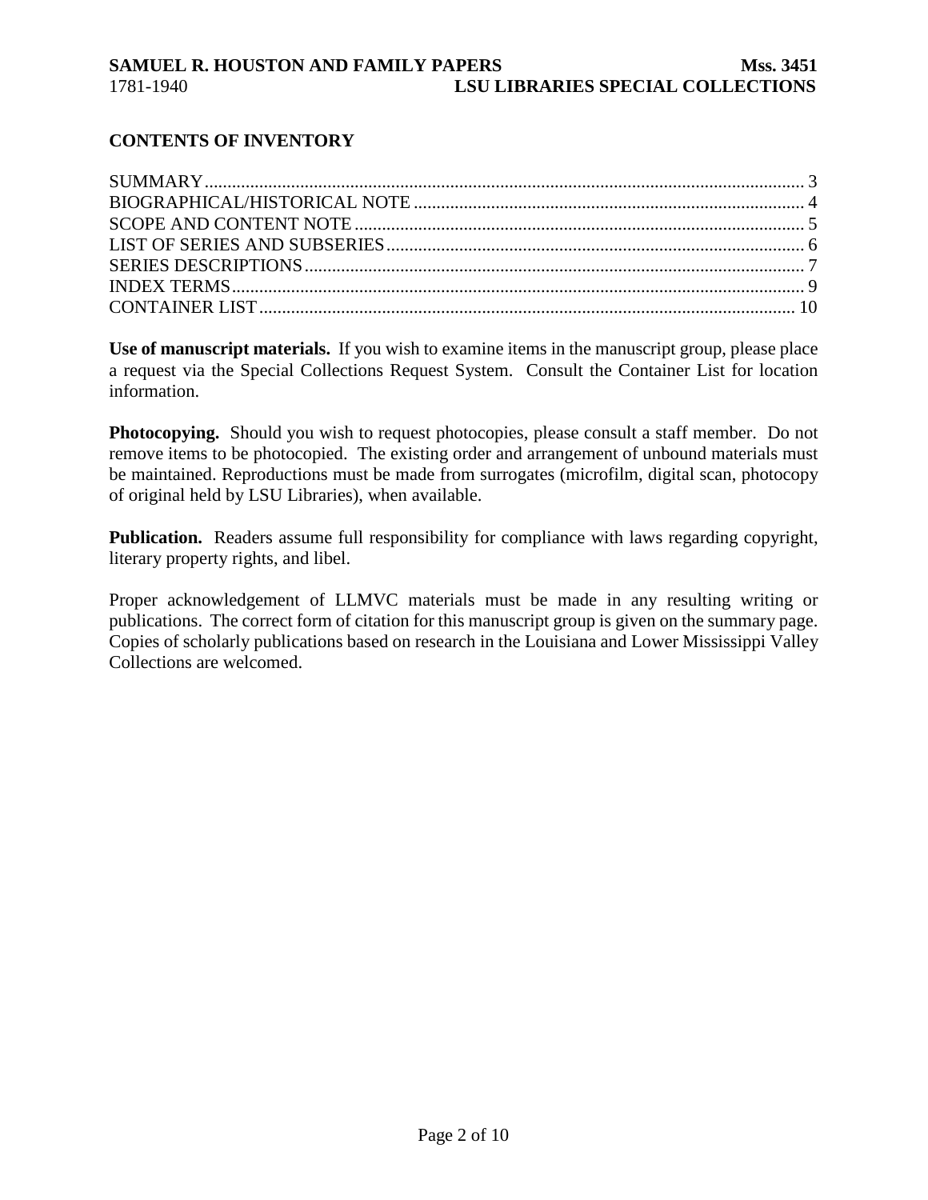## CONTENTS OF INVENTORY

SUMMARY .................................................................................................................. 3
BIOGRAPHICAL/HISTORICAL NOTE ..................................................................... 4
SCOPE AND CONTENT NOTE .................................................................................. 5
LIST OF SERIES AND SUBSERIES ........................................................................... 6
SERIES DESCRIPTIONS ............................................................................................. 7
INDEX TERMS ............................................................................................................. 9
CONTAINER LIST ..................................................................................................... 10

**Use of manuscript materials.** If you wish to examine items in the manuscript group, please place a request via the Special Collections Request System. Consult the Container List for location information.

**Photocopying.** Should you wish to request photocopies, please consult a staff member. Do not remove items to be photocopied. The existing order and arrangement of unbound materials must be maintained. Reproductions must be made from surrogates (microfilm, digital scan, photocopy of original held by LSU Libraries), when available.

**Publication.** Readers assume full responsibility for compliance with laws regarding copyright, literary property rights, and libel.

Proper acknowledgement of LLMVC materials must be made in any resulting writing or publications. The correct form of citation for this manuscript group is given on the summary page. Copies of scholarly publications based on research in the Louisiana and Lower Mississippi Valley Collections are welcomed.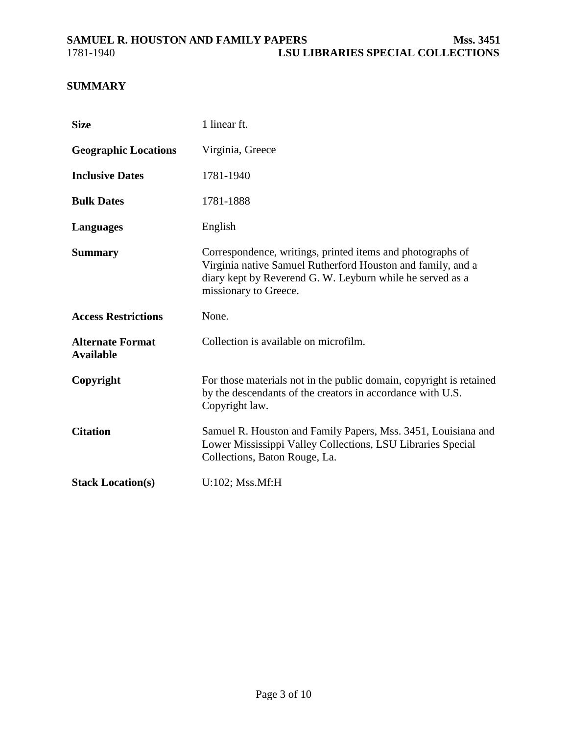## SUMMARY

| | |
|---|---|
| **Size** | 1 linear ft. |
| **Geographic Locations** | Virginia, Greece |
| **Inclusive Dates** | 1781-1940 |
| **Bulk Dates** | 1781-1888 |
| **Languages** | English |
| **Summary** | Correspondence, writings, printed items and photographs of Virginia native Samuel Rutherford Houston and family, and a diary kept by Reverend G. W. Leyburn while he served as a missionary to Greece. |
| **Access Restrictions** | None. |
| **Alternate Format Available** | Collection is available on microfilm. |
| **Copyright** | For those materials not in the public domain, copyright is retained by the descendants of the creators in accordance with U.S. Copyright law. |
| **Citation** | Samuel R. Houston and Family Papers, Mss. 3451, Louisiana and Lower Mississippi Valley Collections, LSU Libraries Special Collections, Baton Rouge, La. |
| **Stack Location(s)** | U:102; Mss.Mf:H |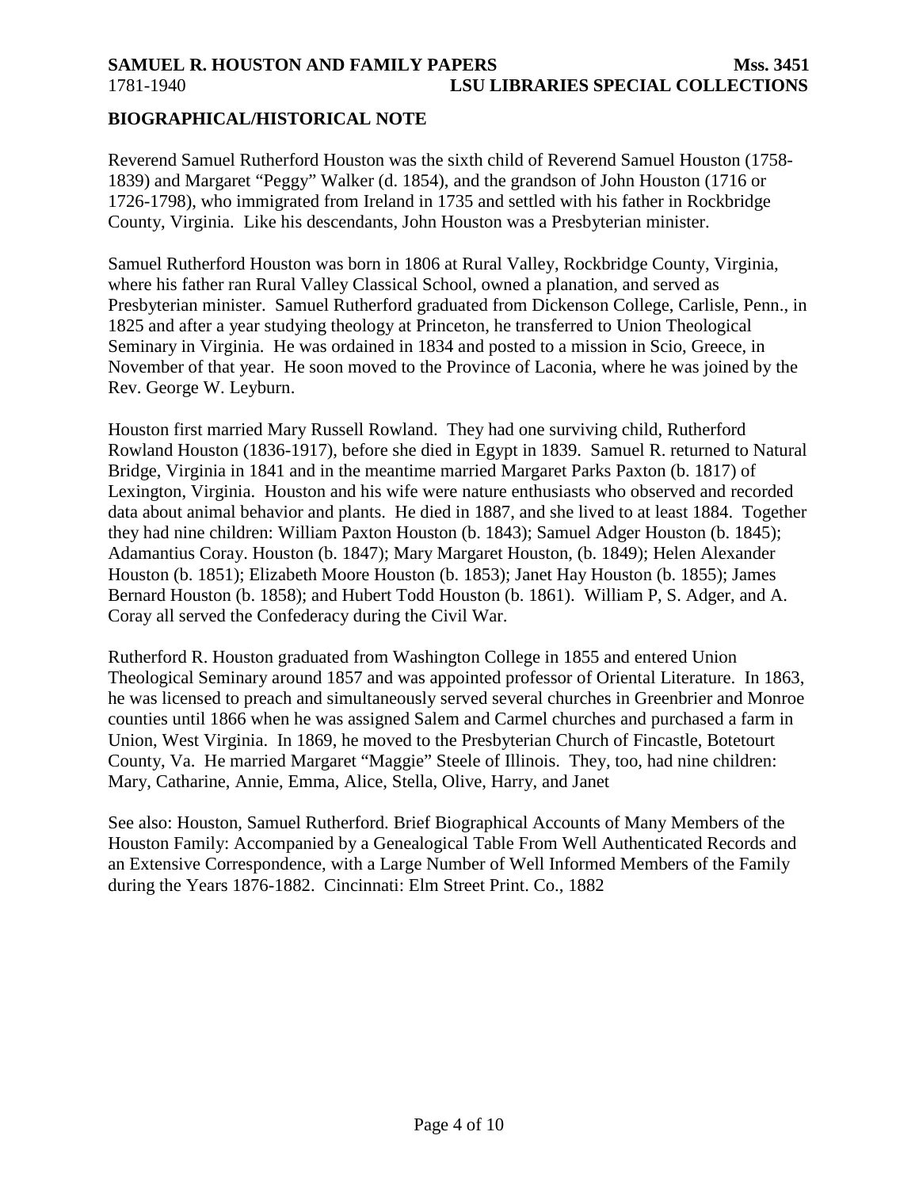## BIOGRAPHICAL/HISTORICAL NOTE

Reverend Samuel Rutherford Houston was the sixth child of Reverend Samuel Houston (1758-1839) and Margaret "Peggy" Walker (d. 1854), and the grandson of John Houston (1716 or 1726-1798), who immigrated from Ireland in 1735 and settled with his father in Rockbridge County, Virginia. Like his descendants, John Houston was a Presbyterian minister.

Samuel Rutherford Houston was born in 1806 at Rural Valley, Rockbridge County, Virginia, where his father ran Rural Valley Classical School, owned a planation, and served as Presbyterian minister. Samuel Rutherford graduated from Dickenson College, Carlisle, Penn., in 1825 and after a year studying theology at Princeton, he transferred to Union Theological Seminary in Virginia. He was ordained in 1834 and posted to a mission in Scio, Greece, in November of that year. He soon moved to the Province of Laconia, where he was joined by the Rev. George W. Leyburn.

Houston first married Mary Russell Rowland. They had one surviving child, Rutherford Rowland Houston (1836-1917), before she died in Egypt in 1839. Samuel R. returned to Natural Bridge, Virginia in 1841 and in the meantime married Margaret Parks Paxton (b. 1817) of Lexington, Virginia. Houston and his wife were nature enthusiasts who observed and recorded data about animal behavior and plants. He died in 1887, and she lived to at least 1884. Together they had nine children: William Paxton Houston (b. 1843); Samuel Adger Houston (b. 1845); Adamantius Coray. Houston (b. 1847); Mary Margaret Houston, (b. 1849); Helen Alexander Houston (b. 1851); Elizabeth Moore Houston (b. 1853); Janet Hay Houston (b. 1855); James Bernard Houston (b. 1858); and Hubert Todd Houston (b. 1861). William P, S. Adger, and A. Coray all served the Confederacy during the Civil War.

Rutherford R. Houston graduated from Washington College in 1855 and entered Union Theological Seminary around 1857 and was appointed professor of Oriental Literature. In 1863, he was licensed to preach and simultaneously served several churches in Greenbrier and Monroe counties until 1866 when he was assigned Salem and Carmel churches and purchased a farm in Union, West Virginia. In 1869, he moved to the Presbyterian Church of Fincastle, Botetourt County, Va. He married Margaret "Maggie" Steele of Illinois. They, too, had nine children: Mary, Catharine, Annie, Emma, Alice, Stella, Olive, Harry, and Janet

See also: Houston, Samuel Rutherford. Brief Biographical Accounts of Many Members of the Houston Family: Accompanied by a Genealogical Table From Well Authenticated Records and an Extensive Correspondence, with a Large Number of Well Informed Members of the Family during the Years 1876-1882. Cincinnati: Elm Street Print. Co., 1882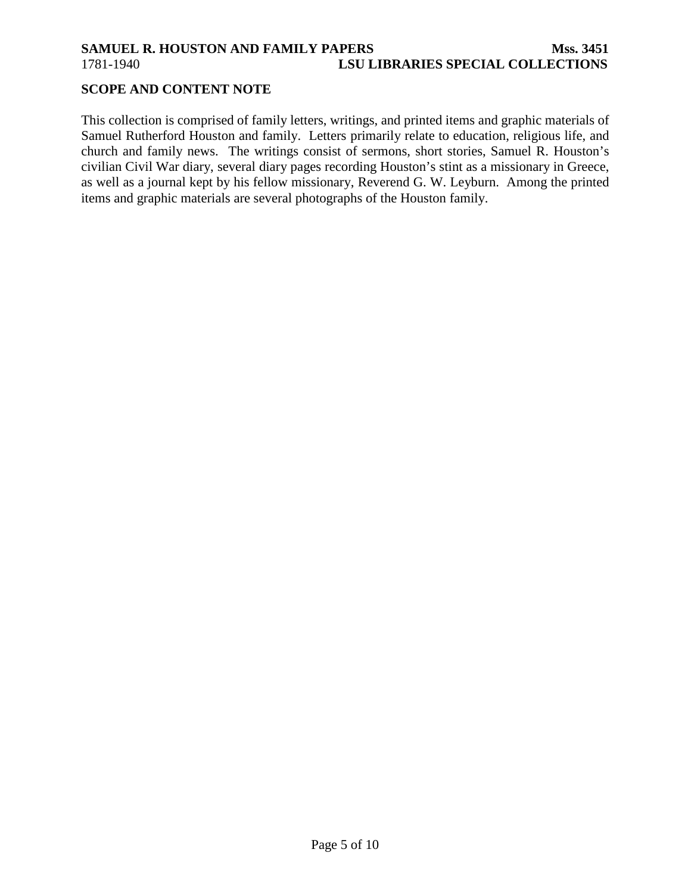## SCOPE AND CONTENT NOTE

This collection is comprised of family letters, writings, and printed items and graphic materials of Samuel Rutherford Houston and family. Letters primarily relate to education, religious life, and church and family news. The writings consist of sermons, short stories, Samuel R. Houston's civilian Civil War diary, several diary pages recording Houston's stint as a missionary in Greece, as well as a journal kept by his fellow missionary, Reverend G. W. Leyburn. Among the printed items and graphic materials are several photographs of the Houston family.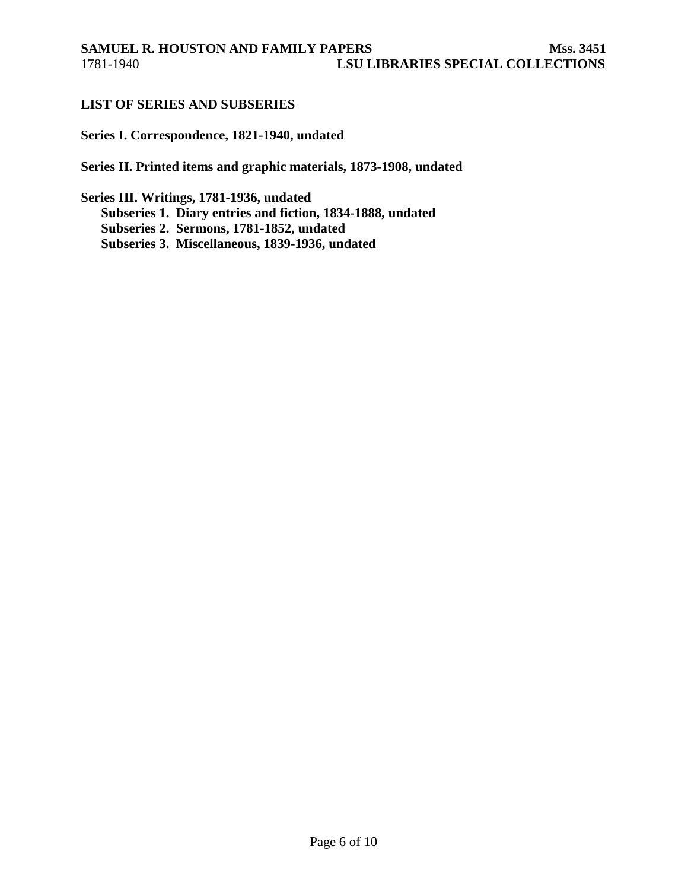## LIST OF SERIES AND SUBSERIES

**Series I. Correspondence, 1821-1940, undated**

**Series II. Printed items and graphic materials, 1873-1908, undated**

**Series III. Writings, 1781-1936, undated**
- **Subseries 1. Diary entries and fiction, 1834-1888, undated**
- **Subseries 2. Sermons, 1781-1852, undated**
- **Subseries 3. Miscellaneous, 1839-1936, undated**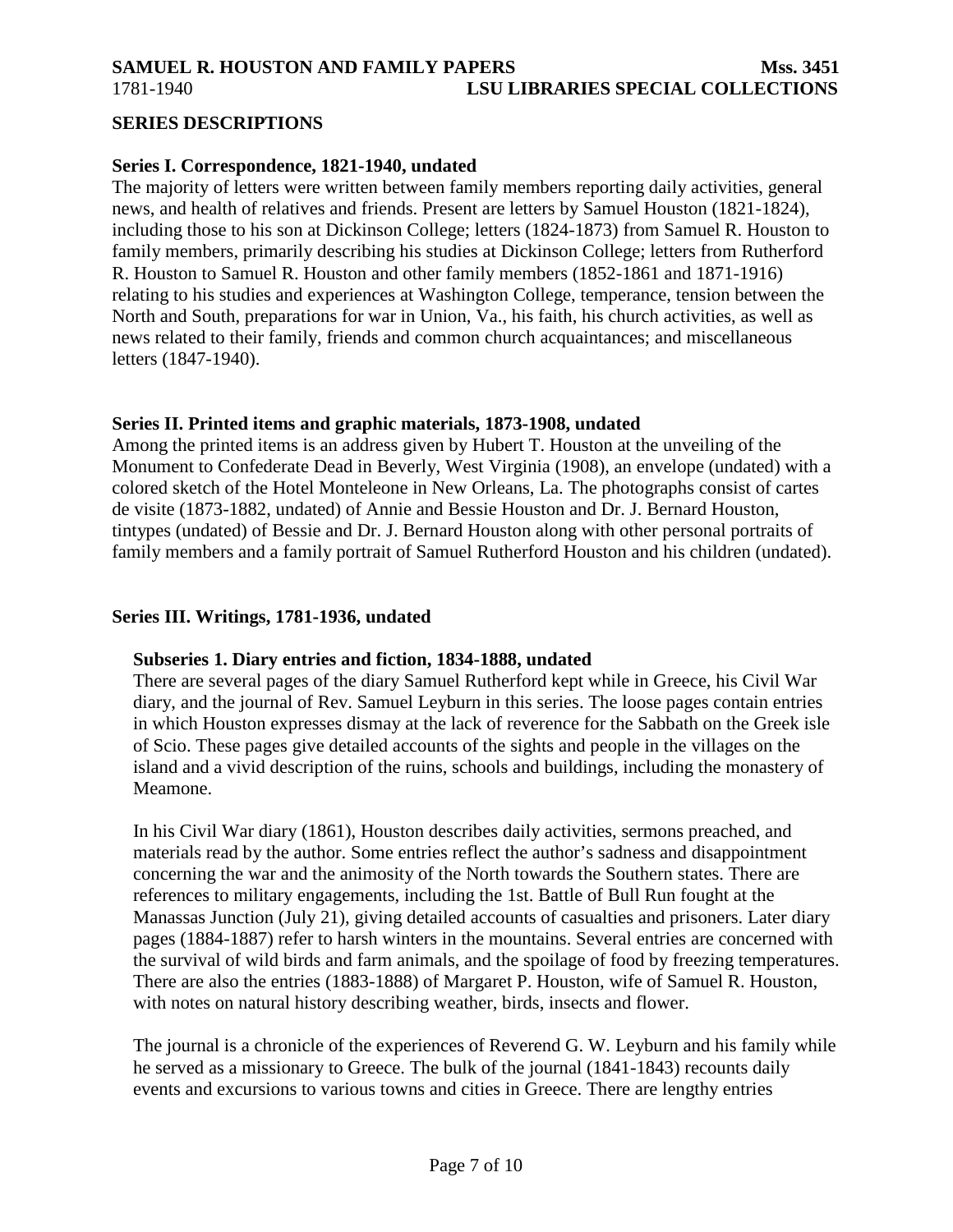## SERIES DESCRIPTIONS

### Series I. Correspondence, 1821-1940, undated

The majority of letters were written between family members reporting daily activities, general news, and health of relatives and friends. Present are letters by Samuel Houston (1821-1824), including those to his son at Dickinson College; letters (1824-1873) from Samuel R. Houston to family members, primarily describing his studies at Dickinson College; letters from Rutherford R. Houston to Samuel R. Houston and other family members (1852-1861 and 1871-1916) relating to his studies and experiences at Washington College, temperance, tension between the North and South, preparations for war in Union, Va., his faith, his church activities, as well as news related to their family, friends and common church acquaintances; and miscellaneous letters (1847-1940).

### Series II. Printed items and graphic materials, 1873-1908, undated

Among the printed items is an address given by Hubert T. Houston at the unveiling of the Monument to Confederate Dead in Beverly, West Virginia (1908), an envelope (undated) with a colored sketch of the Hotel Monteleone in New Orleans, La. The photographs consist of cartes de visite (1873-1882, undated) of Annie and Bessie Houston and Dr. J. Bernard Houston, tintypes (undated) of Bessie and Dr. J. Bernard Houston along with other personal portraits of family members and a family portrait of Samuel Rutherford Houston and his children (undated).

### Series III. Writings, 1781-1936, undated

#### Subseries 1. Diary entries and fiction, 1834-1888, undated

There are several pages of the diary Samuel Rutherford kept while in Greece, his Civil War diary, and the journal of Rev. Samuel Leyburn in this series. The loose pages contain entries in which Houston expresses dismay at the lack of reverence for the Sabbath on the Greek isle of Scio. These pages give detailed accounts of the sights and people in the villages on the island and a vivid description of the ruins, schools and buildings, including the monastery of Meamone.

In his Civil War diary (1861), Houston describes daily activities, sermons preached, and materials read by the author. Some entries reflect the author's sadness and disappointment concerning the war and the animosity of the North towards the Southern states. There are references to military engagements, including the 1st. Battle of Bull Run fought at the Manassas Junction (July 21), giving detailed accounts of casualties and prisoners. Later diary pages (1884-1887) refer to harsh winters in the mountains. Several entries are concerned with the survival of wild birds and farm animals, and the spoilage of food by freezing temperatures. There are also the entries (1883-1888) of Margaret P. Houston, wife of Samuel R. Houston, with notes on natural history describing weather, birds, insects and flower.

The journal is a chronicle of the experiences of Reverend G. W. Leyburn and his family while he served as a missionary to Greece. The bulk of the journal (1841-1843) recounts daily events and excursions to various towns and cities in Greece. There are lengthy entries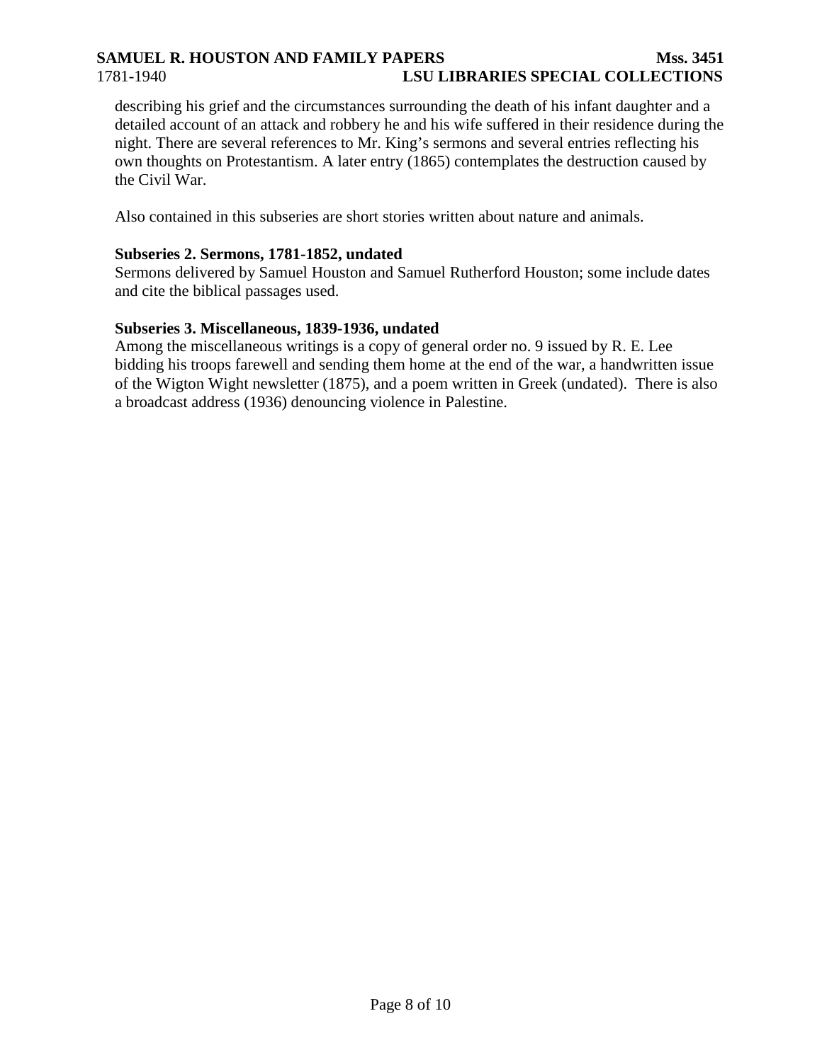describing his grief and the circumstances surrounding the death of his infant daughter and a detailed account of an attack and robbery he and his wife suffered in their residence during the night. There are several references to Mr. King's sermons and several entries reflecting his own thoughts on Protestantism. A later entry (1865) contemplates the destruction caused by the Civil War.

Also contained in this subseries are short stories written about nature and animals.

**Subseries 2. Sermons, 1781-1852, undated**

Sermons delivered by Samuel Houston and Samuel Rutherford Houston; some include dates and cite the biblical passages used.

**Subseries 3. Miscellaneous, 1839-1936, undated**

Among the miscellaneous writings is a copy of general order no. 9 issued by R. E. Lee bidding his troops farewell and sending them home at the end of the war, a handwritten issue of the Wigton Wight newsletter (1875), and a poem written in Greek (undated). There is also a broadcast address (1936) denouncing violence in Palestine.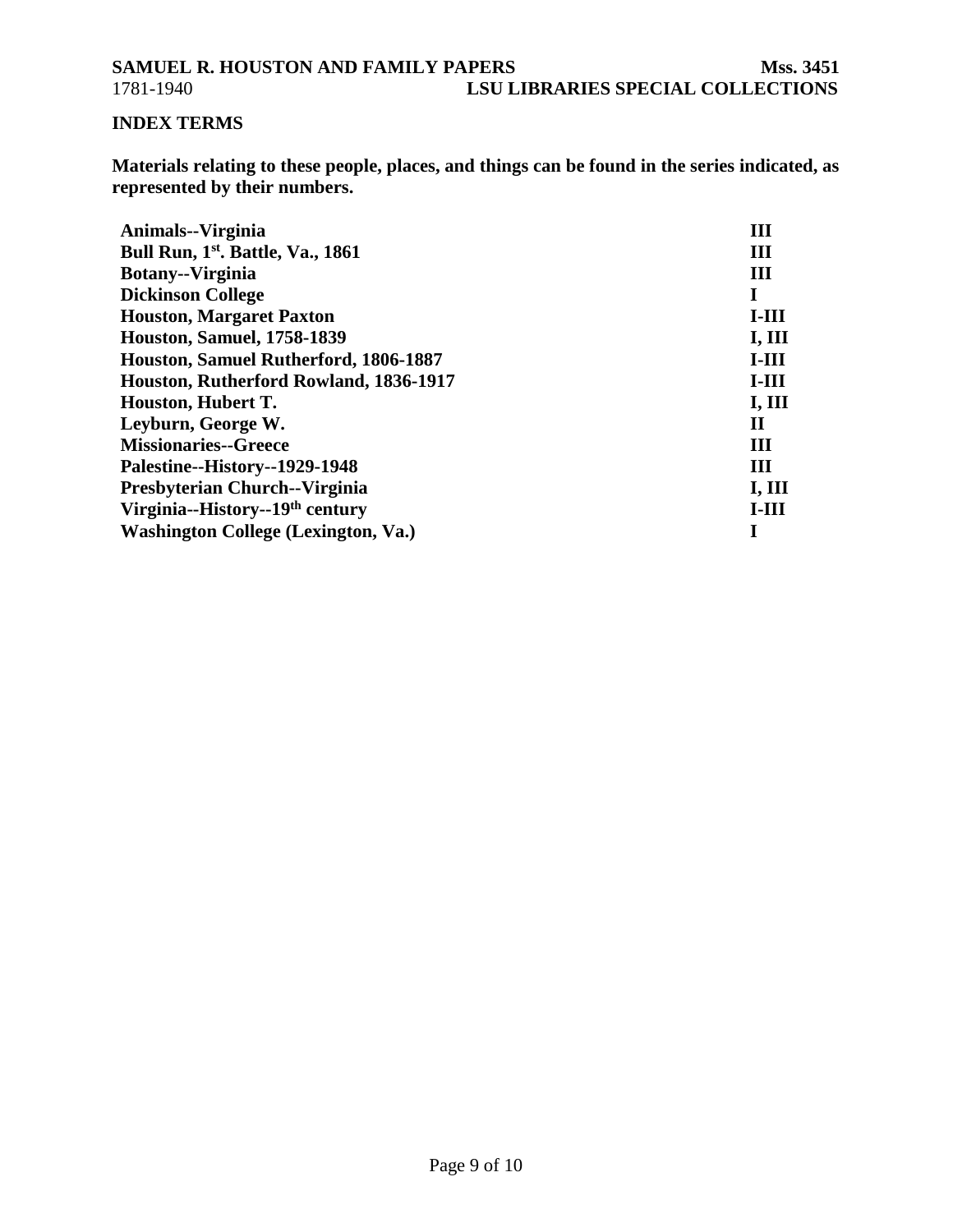## INDEX TERMS

**Materials relating to these people, places, and things can be found in the series indicated, as represented by their numbers.**

| | |
|---|---|
| **Animals--Virginia** | **III** |
| **Bull Run, 1st. Battle, Va., 1861** | **III** |
| **Botany--Virginia** | **III** |
| **Dickinson College** | **I** |
| **Houston, Margaret Paxton** | **I-III** |
| **Houston, Samuel, 1758-1839** | **I, III** |
| **Houston, Samuel Rutherford, 1806-1887** | **I-III** |
| **Houston, Rutherford Rowland, 1836-1917** | **I-III** |
| **Houston, Hubert T.** | **I, III** |
| **Leyburn, George W.** | **II** |
| **Missionaries--Greece** | **III** |
| **Palestine--History--1929-1948** | **III** |
| **Presbyterian Church--Virginia** | **I, III** |
| **Virginia--History--19th century** | **I-III** |
| **Washington College (Lexington, Va.)** | **I** |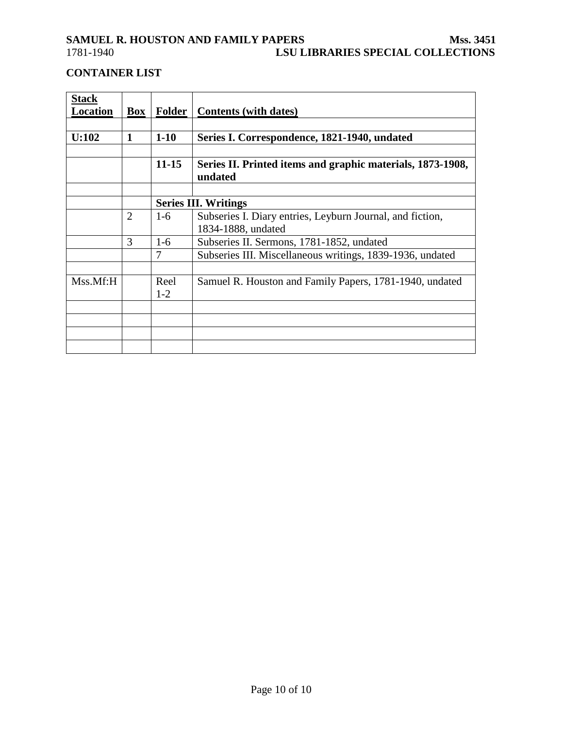**CONTAINER LIST**

| Stack Location | Box | Folder | Contents (with dates) |
|---|---|---|---|
| | | | |
| **U:102** | **1** | **1-10** | **Series I. Correspondence, 1821-1940, undated** |
| | | | |
| | | **11-15** | **Series II. Printed items and graphic materials, 1873-1908, undated** |
| | | | |
| | | **Series III. Writings** | |
| | 2 | 1-6 | Subseries I. Diary entries, Leyburn Journal, and fiction, 1834-1888, undated |
| | 3 | 1-6 | Subseries II. Sermons, 1781-1852, undated |
| | | 7 | Subseries III. Miscellaneous writings, 1839-1936, undated |
| | | | |
| Mss.Mf:H | | Reel 1-2 | Samuel R. Houston and Family Papers, 1781-1940, undated |
| | | | |
| | | | |
| | | | |
| | | | |